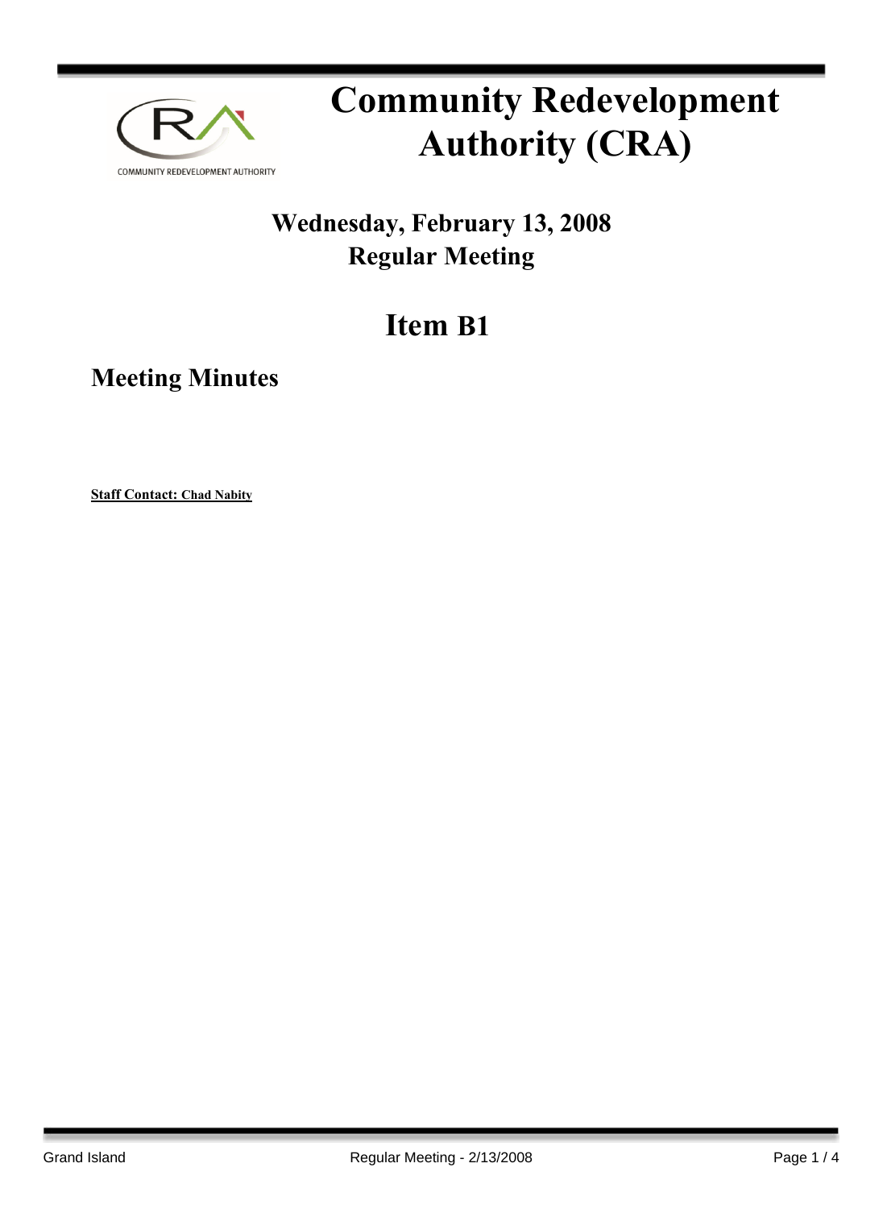# Community Redevelopment Authority (CRA)

## Wednesday, February 13, 2008
## Regular Meeting

# Item B1

## Meeting Minutes

**Staff Contact: Chad Nabity**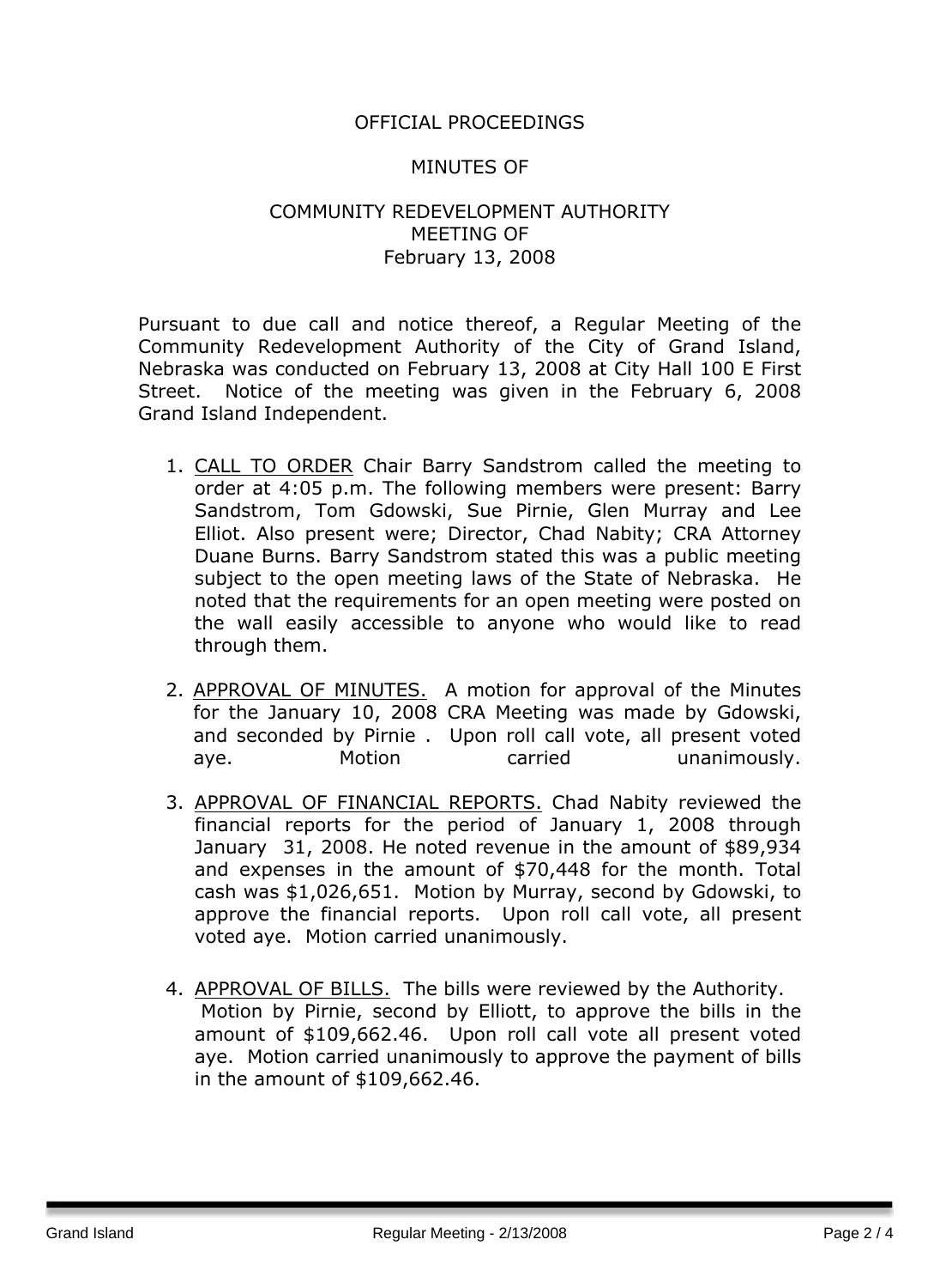OFFICIAL PROCEEDINGS

MINUTES OF

COMMUNITY REDEVELOPMENT AUTHORITY
MEETING OF
February 13, 2008

Pursuant to due call and notice thereof, a Regular Meeting of the Community Redevelopment Authority of the City of Grand Island, Nebraska was conducted on February 13, 2008 at City Hall 100 E First Street. Notice of the meeting was given in the February 6, 2008 Grand Island Independent.

1. CALL TO ORDER Chair Barry Sandstrom called the meeting to order at 4:05 p.m. The following members were present: Barry Sandstrom, Tom Gdowski, Sue Pirnie, Glen Murray and Lee Elliot. Also present were; Director, Chad Nabity; CRA Attorney Duane Burns. Barry Sandstrom stated this was a public meeting subject to the open meeting laws of the State of Nebraska. He noted that the requirements for an open meeting were posted on the wall easily accessible to anyone who would like to read through them.

2. APPROVAL OF MINUTES. A motion for approval of the Minutes for the January 10, 2008 CRA Meeting was made by Gdowski, and seconded by Pirnie . Upon roll call vote, all present voted aye. Motion carried unanimously.

3. APPROVAL OF FINANCIAL REPORTS. Chad Nabity reviewed the financial reports for the period of January 1, 2008 through January 31, 2008. He noted revenue in the amount of $89,934 and expenses in the amount of $70,448 for the month. Total cash was $1,026,651. Motion by Murray, second by Gdowski, to approve the financial reports. Upon roll call vote, all present voted aye. Motion carried unanimously.

4. APPROVAL OF BILLS. The bills were reviewed by the Authority. Motion by Pirnie, second by Elliott, to approve the bills in the amount of $109,662.46. Upon roll call vote all present voted aye. Motion carried unanimously to approve the payment of bills in the amount of $109,662.46.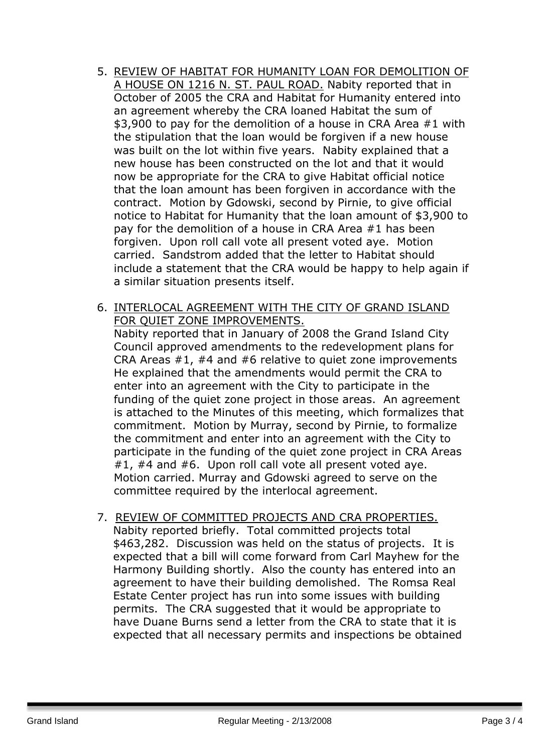5. <u>REVIEW OF HABITAT FOR HUMANITY LOAN FOR DEMOLITION OF A HOUSE ON 1216 N. ST. PAUL ROAD.</u> Nabity reported that in October of 2005 the CRA and Habitat for Humanity entered into an agreement whereby the CRA loaned Habitat the sum of $3,900 to pay for the demolition of a house in CRA Area #1 with the stipulation that the loan would be forgiven if a new house was built on the lot within five years. Nabity explained that a new house has been constructed on the lot and that it would now be appropriate for the CRA to give Habitat official notice that the loan amount has been forgiven in accordance with the contract. Motion by Gdowski, second by Pirnie, to give official notice to Habitat for Humanity that the loan amount of $3,900 to pay for the demolition of a house in CRA Area #1 has been forgiven. Upon roll call vote all present voted aye. Motion carried. Sandstrom added that the letter to Habitat should include a statement that the CRA would be happy to help again if a similar situation presents itself.

6. <u>INTERLOCAL AGREEMENT WITH THE CITY OF GRAND ISLAND FOR QUIET ZONE IMPROVEMENTS.</u>
   Nabity reported that in January of 2008 the Grand Island City Council approved amendments to the redevelopment plans for CRA Areas #1, #4 and #6 relative to quiet zone improvements He explained that the amendments would permit the CRA to enter into an agreement with the City to participate in the funding of the quiet zone project in those areas. An agreement is attached to the Minutes of this meeting, which formalizes that commitment. Motion by Murray, second by Pirnie, to formalize the commitment and enter into an agreement with the City to participate in the funding of the quiet zone project in CRA Areas #1, #4 and #6. Upon roll call vote all present voted aye. Motion carried. Murray and Gdowski agreed to serve on the committee required by the interlocal agreement.

7. <u>REVIEW OF COMMITTED PROJECTS AND CRA PROPERTIES.</u>
   Nabity reported briefly. Total committed projects total $463,282. Discussion was held on the status of projects. It is expected that a bill will come forward from Carl Mayhew for the Harmony Building shortly. Also the county has entered into an agreement to have their building demolished. The Romsa Real Estate Center project has run into some issues with building permits. The CRA suggested that it would be appropriate to have Duane Burns send a letter from the CRA to state that it is expected that all necessary permits and inspections be obtained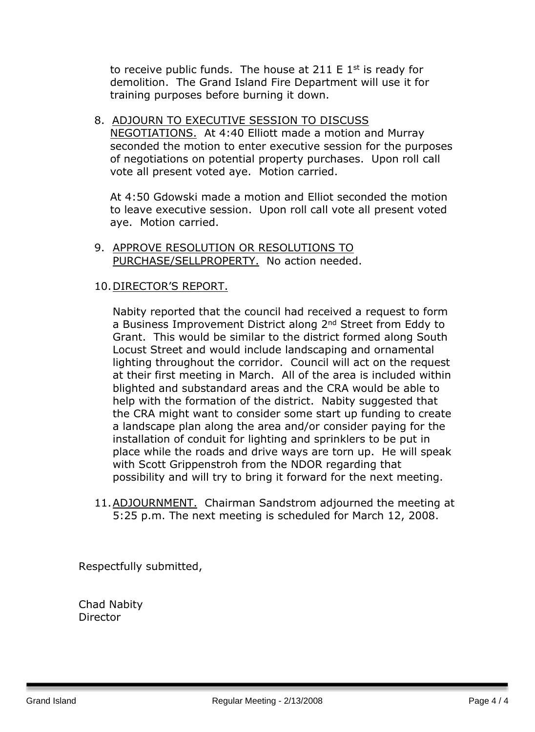to receive public funds. The house at 211 E 1st is ready for demolition. The Grand Island Fire Department will use it for training purposes before burning it down.

8. ADJOURN TO EXECUTIVE SESSION TO DISCUSS NEGOTIATIONS. At 4:40 Elliott made a motion and Murray seconded the motion to enter executive session for the purposes of negotiations on potential property purchases. Upon roll call vote all present voted aye. Motion carried.

   At 4:50 Gdowski made a motion and Elliot seconded the motion to leave executive session. Upon roll call vote all present voted aye. Motion carried.

9. APPROVE RESOLUTION OR RESOLUTIONS TO PURCHASE/SELLPROPERTY. No action needed.

10. DIRECTOR'S REPORT.

    Nabity reported that the council had received a request to form a Business Improvement District along 2nd Street from Eddy to Grant. This would be similar to the district formed along South Locust Street and would include landscaping and ornamental lighting throughout the corridor. Council will act on the request at their first meeting in March. All of the area is included within blighted and substandard areas and the CRA would be able to help with the formation of the district. Nabity suggested that the CRA might want to consider some start up funding to create a landscape plan along the area and/or consider paying for the installation of conduit for lighting and sprinklers to be put in place while the roads and drive ways are torn up. He will speak with Scott Grippenstroh from the NDOR regarding that possibility and will try to bring it forward for the next meeting.

11. ADJOURNMENT. Chairman Sandstrom adjourned the meeting at 5:25 p.m. The next meeting is scheduled for March 12, 2008.

Respectfully submitted,

Chad Nabity
Director